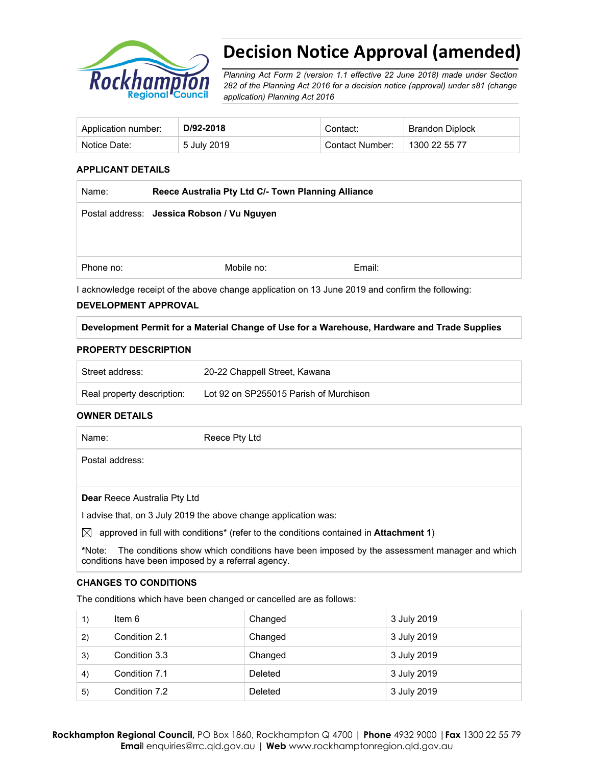# Decision Notice Approval (amended)

*Planning Act Form 2 (version 1.1 effective 22 June 2018) made under Section 282 of the Planning Act 2016 for a decision notice (approval) under s81 (change application) Planning Act 2016*

| Application number: | **D/92-2018** | Contact: | Brandon Diplock |
|---|---|---|---|
| Notice Date: | 5 July 2019 | Contact Number: | 1300 22 55 77 |

### APPLICANT DETAILS

| Name: | **Reece Australia Pty Ltd C/- Town Planning Alliance** | |
|---|---|---|
| Postal address: | **Jessica Robson / Vu Nguyen** | |
| Phone no: | Mobile no: | Email: |

I acknowledge receipt of the above change application on 13 June 2019 and confirm the following:

### DEVELOPMENT APPROVAL

**Development Permit for a Material Change of Use for a Warehouse, Hardware and Trade Supplies**

### PROPERTY DESCRIPTION

| Street address: | 20-22 Chappell Street, Kawana |
|---|---|
| Real property description: | Lot 92 on SP255015 Parish of Murchison |

### OWNER DETAILS

| Name: | Reece Pty Ltd |
|---|---|
| Postal address: | |

**Dear** Reece Australia Pty Ltd

I advise that, on 3 July 2019 the above change application was:

☒ approved in full with conditions* (refer to the conditions contained in **Attachment 1**)

***Note:** The conditions show which conditions have been imposed by the assessment manager and which conditions have been imposed by a referral agency.

### CHANGES TO CONDITIONS

The conditions which have been changed or cancelled are as follows:

| | | | |
|---|---|---|---|
| 1) | Item 6 | Changed | 3 July 2019 |
| 2) | Condition 2.1 | Changed | 3 July 2019 |
| 3) | Condition 3.3 | Changed | 3 July 2019 |
| 4) | Condition 7.1 | Deleted | 3 July 2019 |
| 5) | Condition 7.2 | Deleted | 3 July 2019 |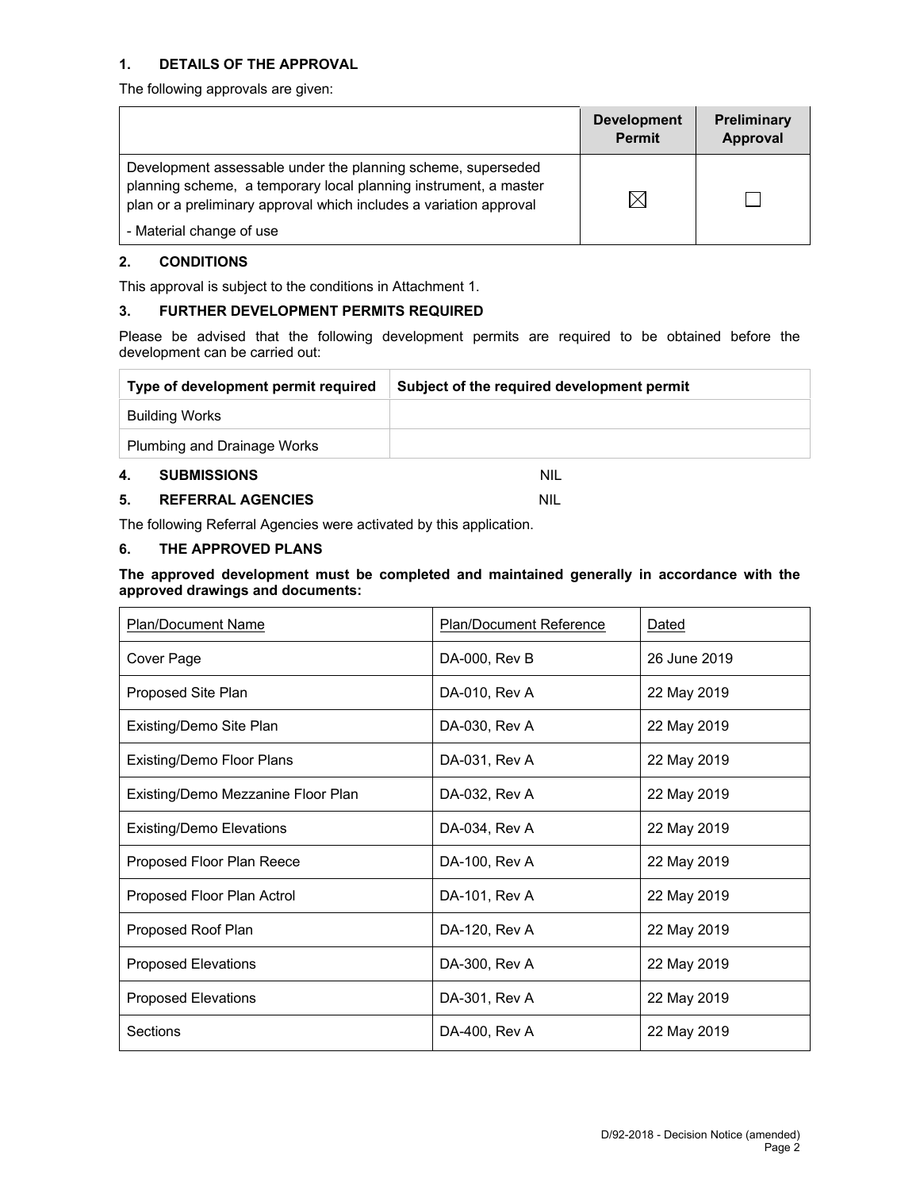## 1. DETAILS OF THE APPROVAL

The following approvals are given:

| | Development Permit | Preliminary Approval |
|---|---|---|
| Development assessable under the planning scheme, superseded planning scheme, a temporary local planning instrument, a master plan or a preliminary approval which includes a variation approval<br>- Material change of use | ☒ | ☐ |

## 2. CONDITIONS

This approval is subject to the conditions in Attachment 1.

## 3. FURTHER DEVELOPMENT PERMITS REQUIRED

Please be advised that the following development permits are required to be obtained before the development can be carried out:

| Type of development permit required | Subject of the required development permit |
|---|---|
| Building Works | |
| Plumbing and Drainage Works | |

## 4. SUBMISSIONS NIL

## 5. REFERRAL AGENCIES NIL

The following Referral Agencies were activated by this application.

## 6. THE APPROVED PLANS

**The approved development must be completed and maintained generally in accordance with the approved drawings and documents:**

| Plan/Document Name | Plan/Document Reference | Dated |
|---|---|---|
| Cover Page | DA-000, Rev B | 26 June 2019 |
| Proposed Site Plan | DA-010, Rev A | 22 May 2019 |
| Existing/Demo Site Plan | DA-030, Rev A | 22 May 2019 |
| Existing/Demo Floor Plans | DA-031, Rev A | 22 May 2019 |
| Existing/Demo Mezzanine Floor Plan | DA-032, Rev A | 22 May 2019 |
| Existing/Demo Elevations | DA-034, Rev A | 22 May 2019 |
| Proposed Floor Plan Reece | DA-100, Rev A | 22 May 2019 |
| Proposed Floor Plan Actrol | DA-101, Rev A | 22 May 2019 |
| Proposed Roof Plan | DA-120, Rev A | 22 May 2019 |
| Proposed Elevations | DA-300, Rev A | 22 May 2019 |
| Proposed Elevations | DA-301, Rev A | 22 May 2019 |
| Sections | DA-400, Rev A | 22 May 2019 |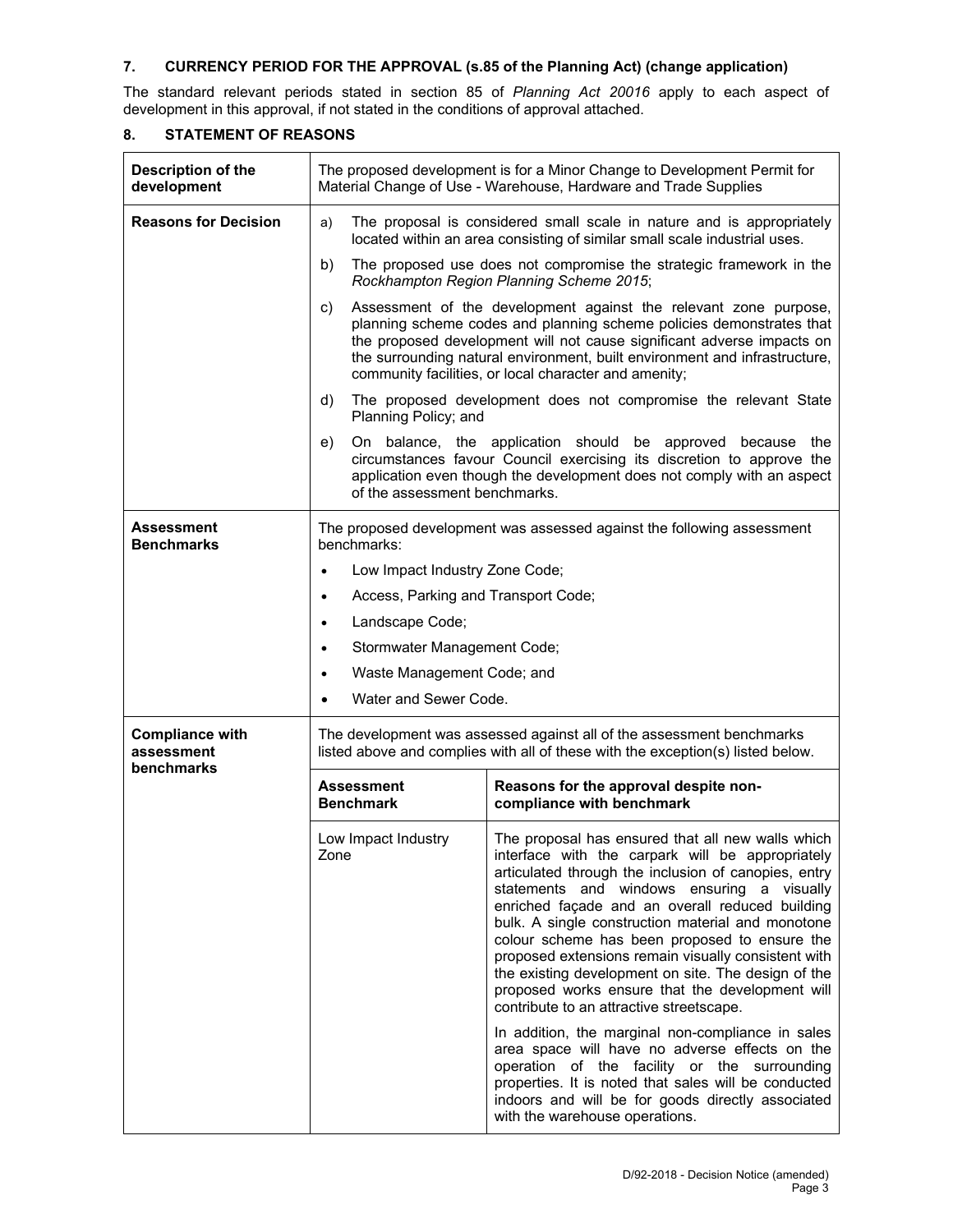## 7. CURRENCY PERIOD FOR THE APPROVAL (s.85 of the Planning Act) (change application)

The standard relevant periods stated in section 85 of *Planning Act 20016* apply to each aspect of development in this approval, if not stated in the conditions of approval attached.

## 8. STATEMENT OF REASONS

| | | |
|---|---|---|
| **Description of the development** | The proposed development is for a Minor Change to Development Permit for Material Change of Use - Warehouse, Hardware and Trade Supplies | |
| **Reasons for Decision** | a) The proposal is considered small scale in nature and is appropriately located within an area consisting of similar small scale industrial uses.<br>b) The proposed use does not compromise the strategic framework in the *Rockhampton Region Planning Scheme 2015*;<br>c) Assessment of the development against the relevant zone purpose, planning scheme codes and planning scheme policies demonstrates that the proposed development will not cause significant adverse impacts on the surrounding natural environment, built environment and infrastructure, community facilities, or local character and amenity;<br>d) The proposed development does not compromise the relevant State Planning Policy; and<br>e) On balance, the application should be approved because the circumstances favour Council exercising its discretion to approve the application even though the development does not comply with an aspect of the assessment benchmarks. | |
| **Assessment Benchmarks** | The proposed development was assessed against the following assessment benchmarks:<br>• Low Impact Industry Zone Code;<br>• Access, Parking and Transport Code;<br>• Landscape Code;<br>• Stormwater Management Code;<br>• Waste Management Code; and<br>• Water and Sewer Code. | |
| **Compliance with assessment benchmarks** | The development was assessed against all of the assessment benchmarks listed above and complies with all of these with the exception(s) listed below. | |
| | **Assessment Benchmark** | **Reasons for the approval despite non-compliance with benchmark** |
| | Low Impact Industry Zone | The proposal has ensured that all new walls which interface with the carpark will be appropriately articulated through the inclusion of canopies, entry statements and windows ensuring a visually enriched façade and an overall reduced building bulk. A single construction material and monotone colour scheme has been proposed to ensure the proposed extensions remain visually consistent with the existing development on site. The design of the proposed works ensure that the development will contribute to an attractive streetscape.<br><br>In addition, the marginal non-compliance in sales area space will have no adverse effects on the operation of the facility or the surrounding properties. It is noted that sales will be conducted indoors and will be for goods directly associated with the warehouse operations. |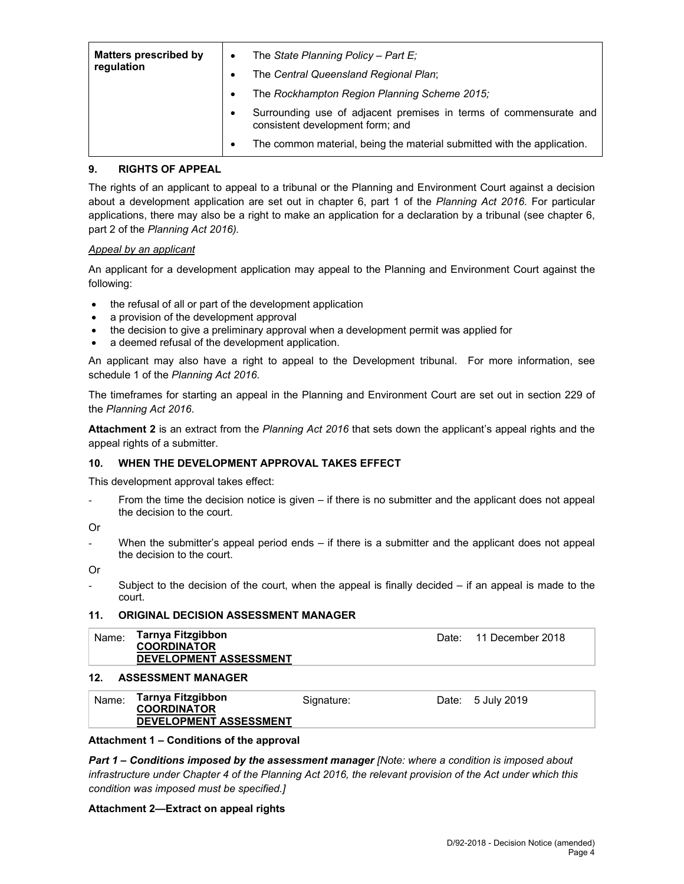| Matters prescribed by regulation | • The *State Planning Policy – Part E;*<br>• The *Central Queensland Regional Plan*;<br>• The *Rockhampton Region Planning Scheme 2015;*<br>• Surrounding use of adjacent premises in terms of commensurate and consistent development form; and<br>• The common material, being the material submitted with the application. |
|---|---|

## 9. RIGHTS OF APPEAL

The rights of an applicant to appeal to a tribunal or the Planning and Environment Court against a decision about a development application are set out in chapter 6, part 1 of the *Planning Act 2016*. For particular applications, there may also be a right to make an application for a declaration by a tribunal (see chapter 6, part 2 of the *Planning Act 2016).*

*Appeal by an applicant*

An applicant for a development application may appeal to the Planning and Environment Court against the following:

- the refusal of all or part of the development application
- a provision of the development approval
- the decision to give a preliminary approval when a development permit was applied for
- a deemed refusal of the development application.

An applicant may also have a right to appeal to the Development tribunal. For more information, see schedule 1 of the *Planning Act 2016*.

The timeframes for starting an appeal in the Planning and Environment Court are set out in section 229 of the *Planning Act 2016*.

**Attachment 2** is an extract from the *Planning Act 2016* that sets down the applicant's appeal rights and the appeal rights of a submitter.

## 10. WHEN THE DEVELOPMENT APPROVAL TAKES EFFECT

This development approval takes effect:

- From the time the decision notice is given – if there is no submitter and the applicant does not appeal the decision to the court.

Or

- When the submitter's appeal period ends – if there is a submitter and the applicant does not appeal the decision to the court.

Or

- Subject to the decision of the court, when the appeal is finally decided – if an appeal is made to the court.

## 11. ORIGINAL DECISION ASSESSMENT MANAGER

| Name: | **Tarnya Fitzgibbon**<br>**COORDINATOR**<br>**DEVELOPMENT ASSESSMENT** | Date: | 11 December 2018 |
|---|---|---|---|

## 12. ASSESSMENT MANAGER

| Name: | **Tarnya Fitzgibbon**<br>**COORDINATOR**<br>**DEVELOPMENT ASSESSMENT** | Signature: | Date: | 5 July 2019 |
|---|---|---|---|---|

**Attachment 1 – Conditions of the approval**

***Part 1 – Conditions imposed by the assessment manager*** *[Note: where a condition is imposed about infrastructure under Chapter 4 of the Planning Act 2016, the relevant provision of the Act under which this condition was imposed must be specified.]*

**Attachment 2—Extract on appeal rights**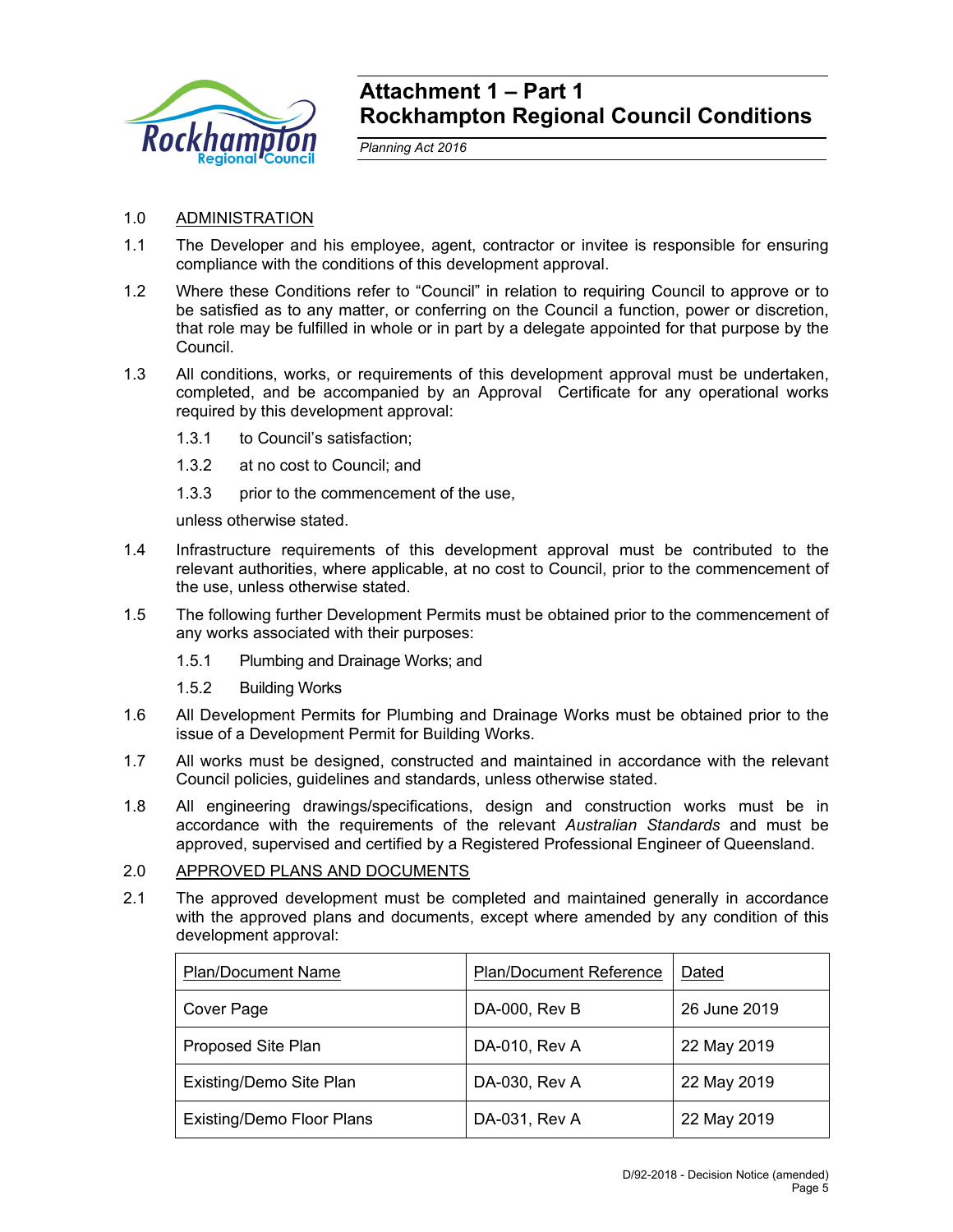# Attachment 1 – Part 1
# Rockhampton Regional Council Conditions

*Planning Act 2016*

1.0 ADMINISTRATION

1.1 The Developer and his employee, agent, contractor or invitee is responsible for ensuring compliance with the conditions of this development approval.

1.2 Where these Conditions refer to "Council" in relation to requiring Council to approve or to be satisfied as to any matter, or conferring on the Council a function, power or discretion, that role may be fulfilled in whole or in part by a delegate appointed for that purpose by the Council.

1.3 All conditions, works, or requirements of this development approval must be undertaken, completed, and be accompanied by an Approval Certificate for any operational works required by this development approval:

1.3.1 to Council's satisfaction;

1.3.2 at no cost to Council; and

1.3.3 prior to the commencement of the use,

unless otherwise stated.

1.4 Infrastructure requirements of this development approval must be contributed to the relevant authorities, where applicable, at no cost to Council, prior to the commencement of the use, unless otherwise stated.

1.5 The following further Development Permits must be obtained prior to the commencement of any works associated with their purposes:

1.5.1 Plumbing and Drainage Works; and

1.5.2 Building Works

1.6 All Development Permits for Plumbing and Drainage Works must be obtained prior to the issue of a Development Permit for Building Works.

1.7 All works must be designed, constructed and maintained in accordance with the relevant Council policies, guidelines and standards, unless otherwise stated.

1.8 All engineering drawings/specifications, design and construction works must be in accordance with the requirements of the relevant *Australian Standards* and must be approved, supervised and certified by a Registered Professional Engineer of Queensland.

2.0 APPROVED PLANS AND DOCUMENTS

2.1 The approved development must be completed and maintained generally in accordance with the approved plans and documents, except where amended by any condition of this development approval:

| Plan/Document Name | Plan/Document Reference | Dated |
|---|---|---|
| Cover Page | DA-000, Rev B | 26 June 2019 |
| Proposed Site Plan | DA-010, Rev A | 22 May 2019 |
| Existing/Demo Site Plan | DA-030, Rev A | 22 May 2019 |
| Existing/Demo Floor Plans | DA-031, Rev A | 22 May 2019 |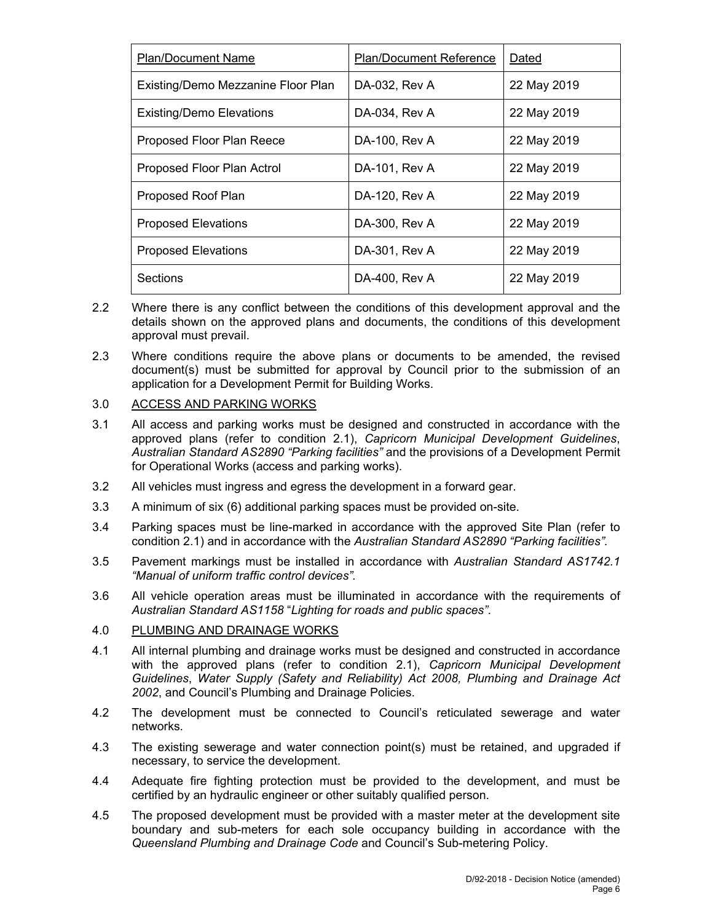| Plan/Document Name | Plan/Document Reference | Dated |
|---|---|---|
| Existing/Demo Mezzanine Floor Plan | DA-032, Rev A | 22 May 2019 |
| Existing/Demo Elevations | DA-034, Rev A | 22 May 2019 |
| Proposed Floor Plan Reece | DA-100, Rev A | 22 May 2019 |
| Proposed Floor Plan Actrol | DA-101, Rev A | 22 May 2019 |
| Proposed Roof Plan | DA-120, Rev A | 22 May 2019 |
| Proposed Elevations | DA-300, Rev A | 22 May 2019 |
| Proposed Elevations | DA-301, Rev A | 22 May 2019 |
| Sections | DA-400, Rev A | 22 May 2019 |

2.2 Where there is any conflict between the conditions of this development approval and the details shown on the approved plans and documents, the conditions of this development approval must prevail.

2.3 Where conditions require the above plans or documents to be amended, the revised document(s) must be submitted for approval by Council prior to the submission of an application for a Development Permit for Building Works.

3.0 ACCESS AND PARKING WORKS

3.1 All access and parking works must be designed and constructed in accordance with the approved plans (refer to condition 2.1), *Capricorn Municipal Development Guidelines*, *Australian Standard AS2890 "Parking facilities"* and the provisions of a Development Permit for Operational Works (access and parking works).

3.2 All vehicles must ingress and egress the development in a forward gear.

3.3 A minimum of six (6) additional parking spaces must be provided on-site.

3.4 Parking spaces must be line-marked in accordance with the approved Site Plan (refer to condition 2.1) and in accordance with the *Australian Standard AS2890 "Parking facilities"*.

3.5 Pavement markings must be installed in accordance with *Australian Standard AS1742.1 "Manual of uniform traffic control devices"*.

3.6 All vehicle operation areas must be illuminated in accordance with the requirements of *Australian Standard AS1158* "*Lighting for roads and public spaces"*.

4.0 PLUMBING AND DRAINAGE WORKS

4.1 All internal plumbing and drainage works must be designed and constructed in accordance with the approved plans (refer to condition 2.1), *Capricorn Municipal Development Guidelines*, *Water Supply (Safety and Reliability) Act 2008, Plumbing and Drainage Act 2002*, and Council's Plumbing and Drainage Policies.

4.2 The development must be connected to Council's reticulated sewerage and water networks.

4.3 The existing sewerage and water connection point(s) must be retained, and upgraded if necessary, to service the development.

4.4 Adequate fire fighting protection must be provided to the development, and must be certified by an hydraulic engineer or other suitably qualified person.

4.5 The proposed development must be provided with a master meter at the development site boundary and sub-meters for each sole occupancy building in accordance with the *Queensland Plumbing and Drainage Code* and Council's Sub-metering Policy.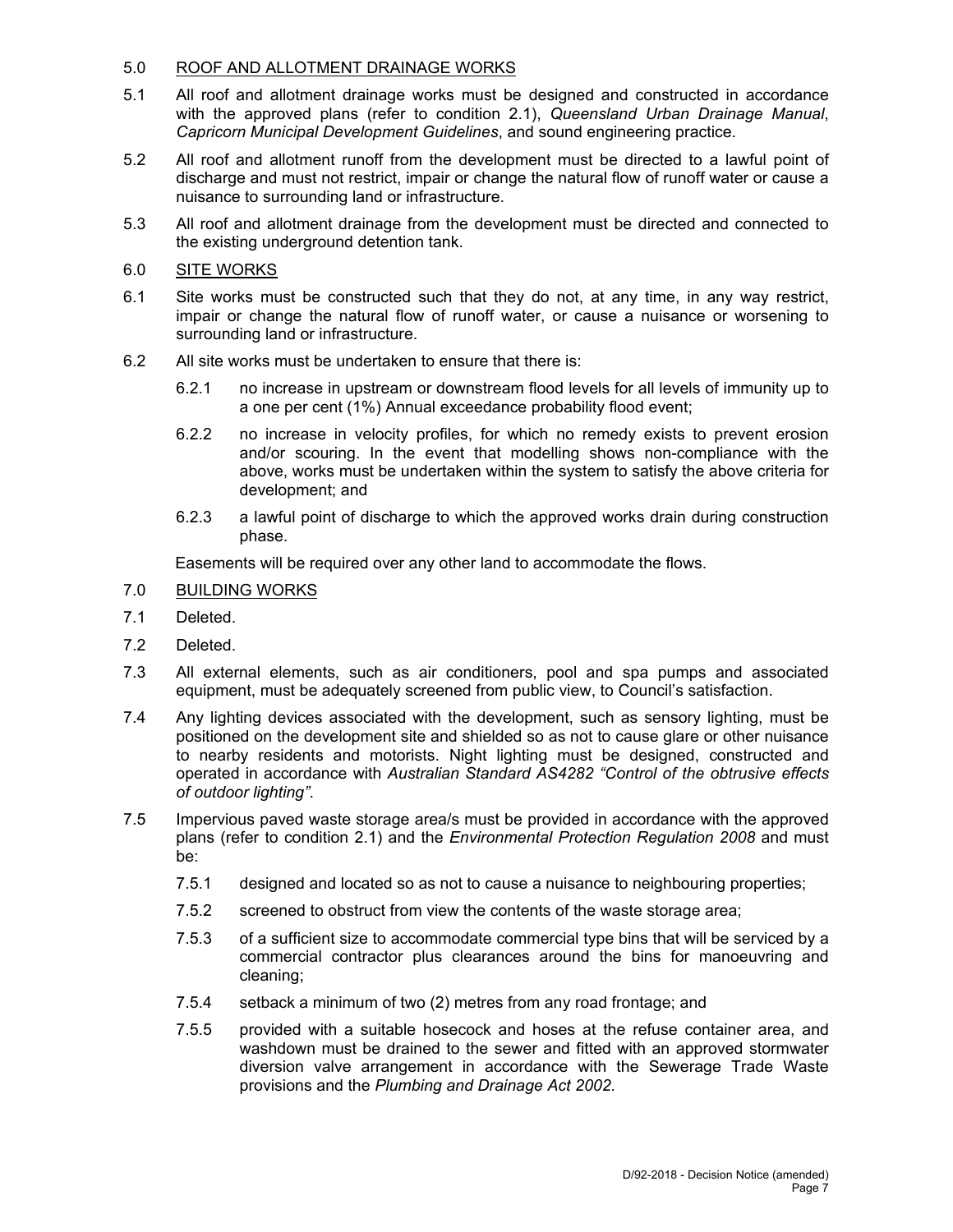## 5.0 ROOF AND ALLOTMENT DRAINAGE WORKS

5.1 All roof and allotment drainage works must be designed and constructed in accordance with the approved plans (refer to condition 2.1), *Queensland Urban Drainage Manual*, *Capricorn Municipal Development Guidelines*, and sound engineering practice.

5.2 All roof and allotment runoff from the development must be directed to a lawful point of discharge and must not restrict, impair or change the natural flow of runoff water or cause a nuisance to surrounding land or infrastructure.

5.3 All roof and allotment drainage from the development must be directed and connected to the existing underground detention tank.

## 6.0 SITE WORKS

6.1 Site works must be constructed such that they do not, at any time, in any way restrict, impair or change the natural flow of runoff water, or cause a nuisance or worsening to surrounding land or infrastructure.

6.2 All site works must be undertaken to ensure that there is:

- 6.2.1 no increase in upstream or downstream flood levels for all levels of immunity up to a one per cent (1%) Annual exceedance probability flood event;
- 6.2.2 no increase in velocity profiles, for which no remedy exists to prevent erosion and/or scouring. In the event that modelling shows non-compliance with the above, works must be undertaken within the system to satisfy the above criteria for development; and
- 6.2.3 a lawful point of discharge to which the approved works drain during construction phase.

Easements will be required over any other land to accommodate the flows.

## 7.0 BUILDING WORKS

7.1 Deleted.

7.2 Deleted.

7.3 All external elements, such as air conditioners, pool and spa pumps and associated equipment, must be adequately screened from public view, to Council's satisfaction.

7.4 Any lighting devices associated with the development, such as sensory lighting, must be positioned on the development site and shielded so as not to cause glare or other nuisance to nearby residents and motorists. Night lighting must be designed, constructed and operated in accordance with *Australian Standard AS4282 "Control of the obtrusive effects of outdoor lighting"*.

7.5 Impervious paved waste storage area/s must be provided in accordance with the approved plans (refer to condition 2.1) and the *Environmental Protection Regulation 2008* and must be:

- 7.5.1 designed and located so as not to cause a nuisance to neighbouring properties;
- 7.5.2 screened to obstruct from view the contents of the waste storage area;
- 7.5.3 of a sufficient size to accommodate commercial type bins that will be serviced by a commercial contractor plus clearances around the bins for manoeuvring and cleaning;
- 7.5.4 setback a minimum of two (2) metres from any road frontage; and
- 7.5.5 provided with a suitable hosecock and hoses at the refuse container area, and washdown must be drained to the sewer and fitted with an approved stormwater diversion valve arrangement in accordance with the Sewerage Trade Waste provisions and the *Plumbing and Drainage Act 2002.*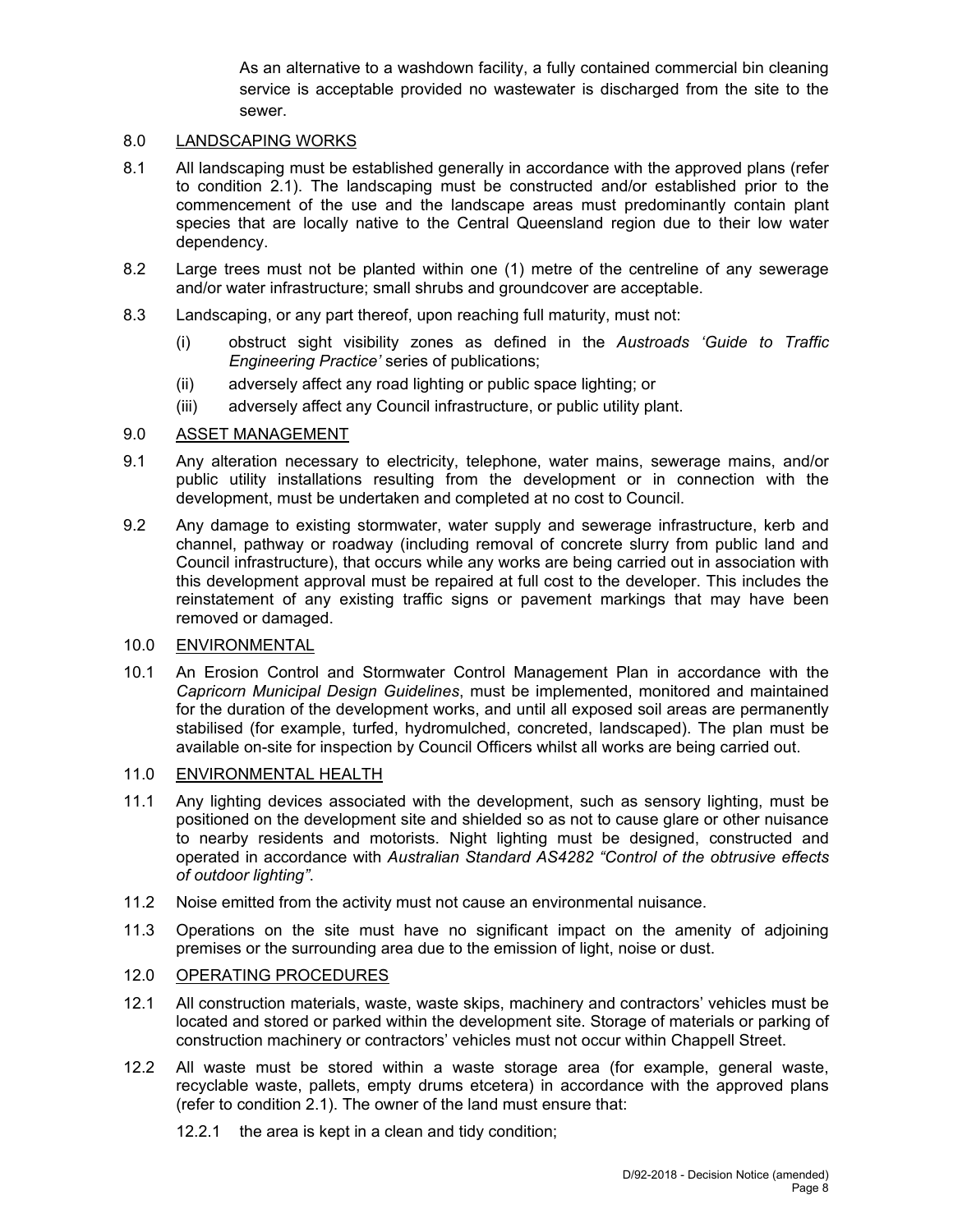As an alternative to a washdown facility, a fully contained commercial bin cleaning service is acceptable provided no wastewater is discharged from the site to the sewer.

## 8.0 LANDSCAPING WORKS

8.1 All landscaping must be established generally in accordance with the approved plans (refer to condition 2.1). The landscaping must be constructed and/or established prior to the commencement of the use and the landscape areas must predominantly contain plant species that are locally native to the Central Queensland region due to their low water dependency.

8.2 Large trees must not be planted within one (1) metre of the centreline of any sewerage and/or water infrastructure; small shrubs and groundcover are acceptable.

8.3 Landscaping, or any part thereof, upon reaching full maturity, must not:

(i) obstruct sight visibility zones as defined in the *Austroads 'Guide to Traffic Engineering Practice'* series of publications;

(ii) adversely affect any road lighting or public space lighting; or

(iii) adversely affect any Council infrastructure, or public utility plant.

## 9.0 ASSET MANAGEMENT

9.1 Any alteration necessary to electricity, telephone, water mains, sewerage mains, and/or public utility installations resulting from the development or in connection with the development, must be undertaken and completed at no cost to Council.

9.2 Any damage to existing stormwater, water supply and sewerage infrastructure, kerb and channel, pathway or roadway (including removal of concrete slurry from public land and Council infrastructure), that occurs while any works are being carried out in association with this development approval must be repaired at full cost to the developer. This includes the reinstatement of any existing traffic signs or pavement markings that may have been removed or damaged.

## 10.0 ENVIRONMENTAL

10.1 An Erosion Control and Stormwater Control Management Plan in accordance with the *Capricorn Municipal Design Guidelines*, must be implemented, monitored and maintained for the duration of the development works, and until all exposed soil areas are permanently stabilised (for example, turfed, hydromulched, concreted, landscaped). The plan must be available on-site for inspection by Council Officers whilst all works are being carried out.

## 11.0 ENVIRONMENTAL HEALTH

11.1 Any lighting devices associated with the development, such as sensory lighting, must be positioned on the development site and shielded so as not to cause glare or other nuisance to nearby residents and motorists. Night lighting must be designed, constructed and operated in accordance with *Australian Standard AS4282 "Control of the obtrusive effects of outdoor lighting"*.

11.2 Noise emitted from the activity must not cause an environmental nuisance.

11.3 Operations on the site must have no significant impact on the amenity of adjoining premises or the surrounding area due to the emission of light, noise or dust.

## 12.0 OPERATING PROCEDURES

12.1 All construction materials, waste, waste skips, machinery and contractors' vehicles must be located and stored or parked within the development site. Storage of materials or parking of construction machinery or contractors' vehicles must not occur within Chappell Street.

12.2 All waste must be stored within a waste storage area (for example, general waste, recyclable waste, pallets, empty drums etcetera) in accordance with the approved plans (refer to condition 2.1). The owner of the land must ensure that:

12.2.1 the area is kept in a clean and tidy condition;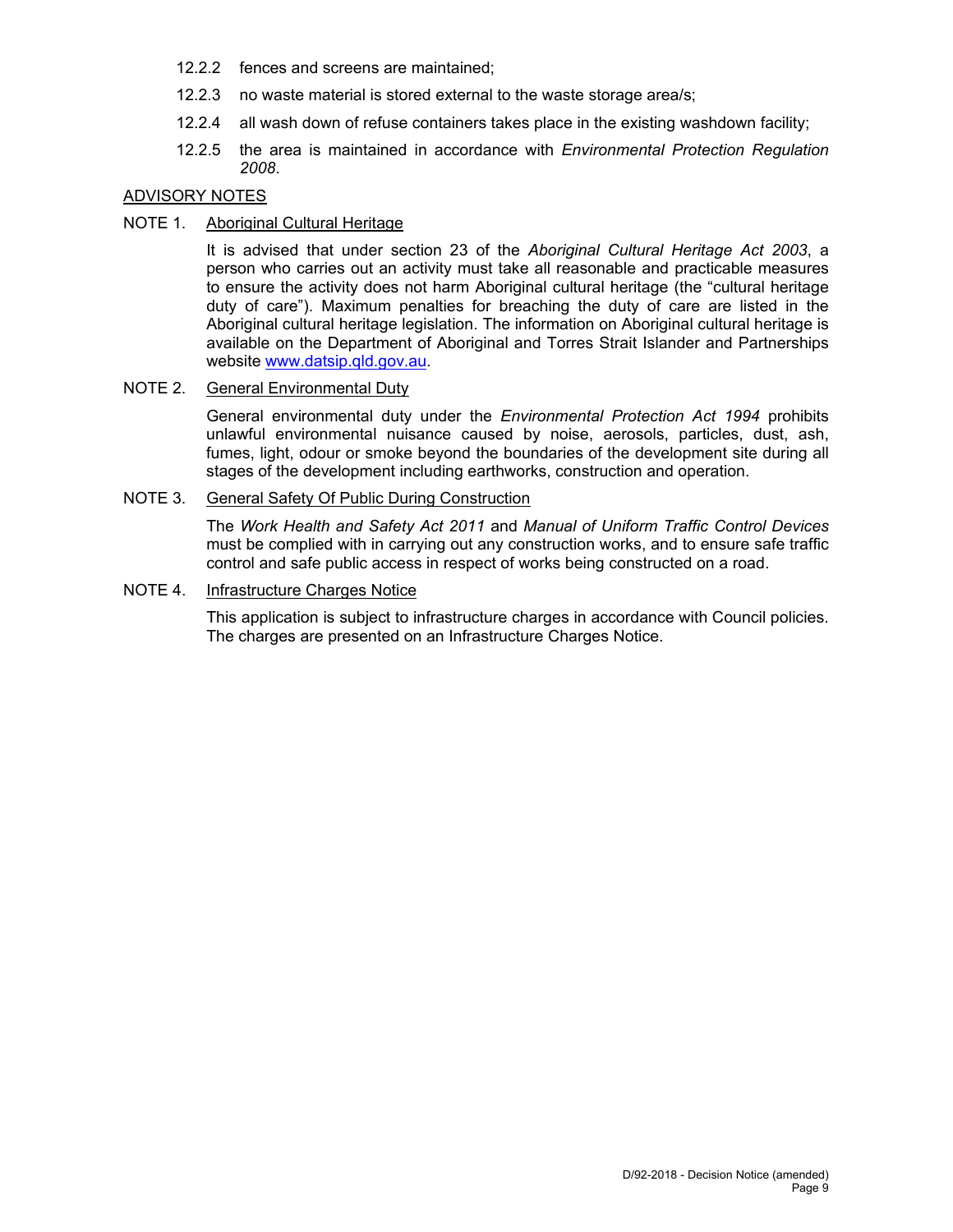12.2.2 fences and screens are maintained;

12.2.3 no waste material is stored external to the waste storage area/s;

12.2.4 all wash down of refuse containers takes place in the existing washdown facility;

12.2.5 the area is maintained in accordance with *Environmental Protection Regulation 2008*.

## ADVISORY NOTES

NOTE 1. Aboriginal Cultural Heritage

It is advised that under section 23 of the *Aboriginal Cultural Heritage Act 2003*, a person who carries out an activity must take all reasonable and practicable measures to ensure the activity does not harm Aboriginal cultural heritage (the "cultural heritage duty of care"). Maximum penalties for breaching the duty of care are listed in the Aboriginal cultural heritage legislation. The information on Aboriginal cultural heritage is available on the Department of Aboriginal and Torres Strait Islander and Partnerships website [www.datsip.qld.gov.au](http://www.datsip.qld.gov.au).

NOTE 2. General Environmental Duty

General environmental duty under the *Environmental Protection Act 1994* prohibits unlawful environmental nuisance caused by noise, aerosols, particles, dust, ash, fumes, light, odour or smoke beyond the boundaries of the development site during all stages of the development including earthworks, construction and operation.

NOTE 3. General Safety Of Public During Construction

The *Work Health and Safety Act 2011* and *Manual of Uniform Traffic Control Devices* must be complied with in carrying out any construction works, and to ensure safe traffic control and safe public access in respect of works being constructed on a road.

NOTE 4. Infrastructure Charges Notice

This application is subject to infrastructure charges in accordance with Council policies. The charges are presented on an Infrastructure Charges Notice.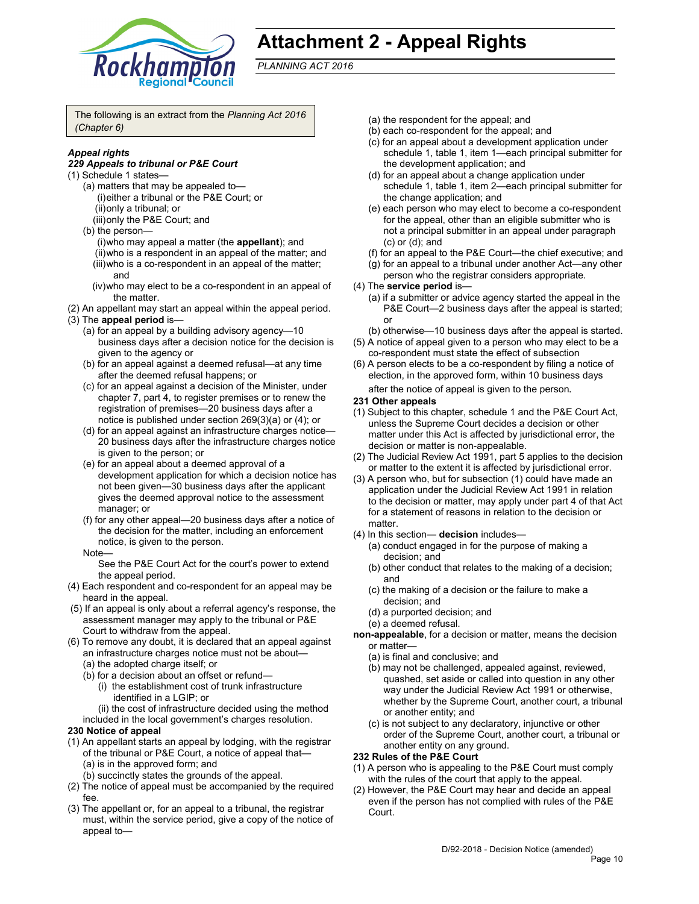# Attachment 2 - Appeal Rights

*PLANNING ACT 2016*

The following is an extract from the *Planning Act 2016 (Chapter 6)*

***Appeal rights***

***229 Appeals to tribunal or P&E Court***

(1) Schedule 1 states—

- (a) matters that may be appealed to—
  - (i) either a tribunal or the P&E Court; or
  - (ii) only a tribunal; or
  - (iii) only the P&E Court; and
- (b) the person—
  - (i) who may appeal a matter (the **appellant**); and
  - (ii) who is a respondent in an appeal of the matter; and
  - (iii) who is a co-respondent in an appeal of the matter; and
  - (iv) who may elect to be a co-respondent in an appeal of the matter.

(2) An appellant may start an appeal within the appeal period.

(3) The **appeal period** is—

- (a) for an appeal by a building advisory agency—10 business days after a decision notice for the decision is given to the agency or
- (b) for an appeal against a deemed refusal—at any time after the deemed refusal happens; or
- (c) for an appeal against a decision of the Minister, under chapter 7, part 4, to register premises or to renew the registration of premises—20 business days after a notice is published under section 269(3)(a) or (4); or
- (d) for an appeal against an infrastructure charges notice—20 business days after the infrastructure charges notice is given to the person; or
- (e) for an appeal about a deemed approval of a development application for which a decision notice has not been given—30 business days after the applicant gives the deemed approval notice to the assessment manager; or
- (f) for any other appeal—20 business days after a notice of the decision for the matter, including an enforcement notice, is given to the person.

Note—

See the P&E Court Act for the court's power to extend the appeal period.

(4) Each respondent and co-respondent for an appeal may be heard in the appeal.

(5) If an appeal is only about a referral agency's response, the assessment manager may apply to the tribunal or P&E Court to withdraw from the appeal.

(6) To remove any doubt, it is declared that an appeal against an infrastructure charges notice must not be about—

- (a) the adopted charge itself; or
- (b) for a decision about an offset or refund—
  - (i) the establishment cost of trunk infrastructure identified in a LGIP; or
  - (ii) the cost of infrastructure decided using the method included in the local government's charges resolution.

**230 Notice of appeal**

(1) An appellant starts an appeal by lodging, with the registrar of the tribunal or P&E Court, a notice of appeal that—

- (a) is in the approved form; and
- (b) succinctly states the grounds of the appeal.

(2) The notice of appeal must be accompanied by the required fee.

(3) The appellant or, for an appeal to a tribunal, the registrar must, within the service period, give a copy of the notice of appeal to—

- (a) the respondent for the appeal; and
- (b) each co-respondent for the appeal; and
- (c) for an appeal about a development application under schedule 1, table 1, item 1—each principal submitter for the development application; and
- (d) for an appeal about a change application under schedule 1, table 1, item 2—each principal submitter for the change application; and
- (e) each person who may elect to become a co-respondent for the appeal, other than an eligible submitter who is not a principal submitter in an appeal under paragraph (c) or (d); and
- (f) for an appeal to the P&E Court—the chief executive; and
- (g) for an appeal to a tribunal under another Act—any other person who the registrar considers appropriate.

(4) The **service period** is—

- (a) if a submitter or advice agency started the appeal in the P&E Court—2 business days after the appeal is started; or
- (b) otherwise—10 business days after the appeal is started.

(5) A notice of appeal given to a person who may elect to be a co-respondent must state the effect of subsection

(6) A person elects to be a co-respondent by filing a notice of election, in the approved form, within 10 business days after the notice of appeal is given to the person.

**231 Other appeals**

(1) Subject to this chapter, schedule 1 and the P&E Court Act, unless the Supreme Court decides a decision or other matter under this Act is affected by jurisdictional error, the decision or matter is non-appealable.

(2) The Judicial Review Act 1991, part 5 applies to the decision or matter to the extent it is affected by jurisdictional error.

(3) A person who, but for subsection (1) could have made an application under the Judicial Review Act 1991 in relation to the decision or matter, may apply under part 4 of that Act for a statement of reasons in relation to the decision or matter.

(4) In this section— **decision** includes—

- (a) conduct engaged in for the purpose of making a decision; and
- (b) other conduct that relates to the making of a decision; and
- (c) the making of a decision or the failure to make a decision; and
- (d) a purported decision; and
- (e) a deemed refusal.

**non-appealable**, for a decision or matter, means the decision or matter—

- (a) is final and conclusive; and
- (b) may not be challenged, appealed against, reviewed, quashed, set aside or called into question in any other way under the Judicial Review Act 1991 or otherwise, whether by the Supreme Court, another court, a tribunal or another entity; and
- (c) is not subject to any declaratory, injunctive or other order of the Supreme Court, another court, a tribunal or another entity on any ground.

**232 Rules of the P&E Court**

(1) A person who is appealing to the P&E Court must comply with the rules of the court that apply to the appeal.

(2) However, the P&E Court may hear and decide an appeal even if the person has not complied with rules of the P&E Court.

D/92-2018 - Decision Notice (amended)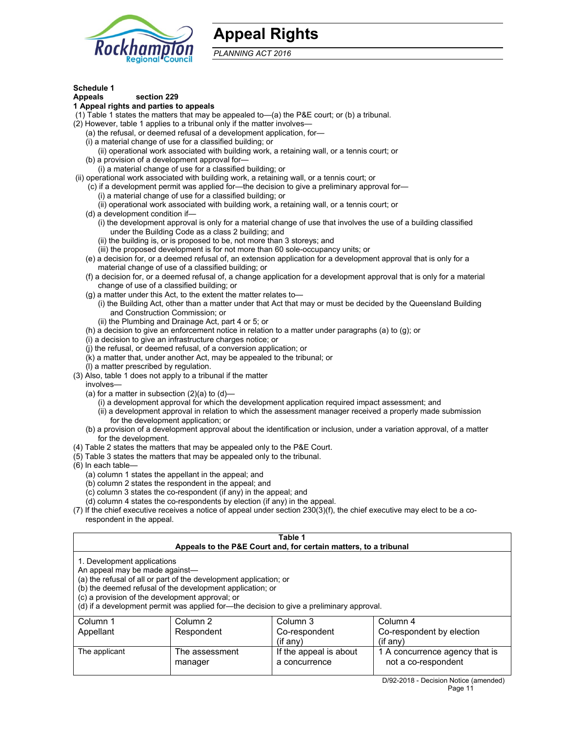# Appeal Rights

*PLANNING ACT 2016*

**Schedule 1**
**Appeals section 229**
**1 Appeal rights and parties to appeals**

(1) Table 1 states the matters that may be appealed to—(a) the P&E court; or (b) a tribunal.

(2) However, table 1 applies to a tribunal only if the matter involves—

(a) the refusal, or deemed refusal of a development application, for—

(i) a material change of use for a classified building; or

(ii) operational work associated with building work, a retaining wall, or a tennis court; or

(b) a provision of a development approval for—

(i) a material change of use for a classified building; or

(ii) operational work associated with building work, a retaining wall, or a tennis court; or

(c) if a development permit was applied for—the decision to give a preliminary approval for—

(i) a material change of use for a classified building; or

(ii) operational work associated with building work, a retaining wall, or a tennis court; or

(d) a development condition if—

(i) the development approval is only for a material change of use that involves the use of a building classified under the Building Code as a class 2 building; and

(ii) the building is, or is proposed to be, not more than 3 storeys; and

(iii) the proposed development is for not more than 60 sole-occupancy units; or

(e) a decision for, or a deemed refusal of, an extension application for a development approval that is only for a material change of use of a classified building; or

(f) a decision for, or a deemed refusal of, a change application for a development approval that is only for a material change of use of a classified building; or

(g) a matter under this Act, to the extent the matter relates to—

(i) the Building Act, other than a matter under that Act that may or must be decided by the Queensland Building and Construction Commission; or

(ii) the Plumbing and Drainage Act, part 4 or 5; or

(h) a decision to give an enforcement notice in relation to a matter under paragraphs (a) to (g); or

(i) a decision to give an infrastructure charges notice; or

(j) the refusal, or deemed refusal, of a conversion application; or

(k) a matter that, under another Act, may be appealed to the tribunal; or

(l) a matter prescribed by regulation.

(3) Also, table 1 does not apply to a tribunal if the matter involves—

(a) for a matter in subsection (2)(a) to (d)—

(i) a development approval for which the development application required impact assessment; and

(ii) a development approval in relation to which the assessment manager received a properly made submission for the development application; or

(b) a provision of a development approval about the identification or inclusion, under a variation approval, of a matter for the development.

(4) Table 2 states the matters that may be appealed only to the P&E Court.

(5) Table 3 states the matters that may be appealed only to the tribunal.

(6) In each table—

(a) column 1 states the appellant in the appeal; and

(b) column 2 states the respondent in the appeal; and

(c) column 3 states the co-respondent (if any) in the appeal; and

(d) column 4 states the co-respondents by election (if any) in the appeal.

(7) If the chief executive receives a notice of appeal under section 230(3)(f), the chief executive may elect to be a co-respondent in the appeal.

**Table 1**
**Appeals to the P&E Court and, for certain matters, to a tribunal**

1. Development applications
An appeal may be made against—
(a) the refusal of all or part of the development application; or
(b) the deemed refusal of the development application; or
(c) a provision of the development approval; or
(d) if a development permit was applied for—the decision to give a preliminary approval.

| Column 1<br>Appellant | Column 2<br>Respondent | Column 3<br>Co-respondent<br>(if any) | Column 4<br>Co-respondent by election<br>(if any) |
|---|---|---|---|
| The applicant | The assessment manager | If the appeal is about a concurrence | 1 A concurrence agency that is not a co-respondent |

D/92-2018 - Decision Notice (amended)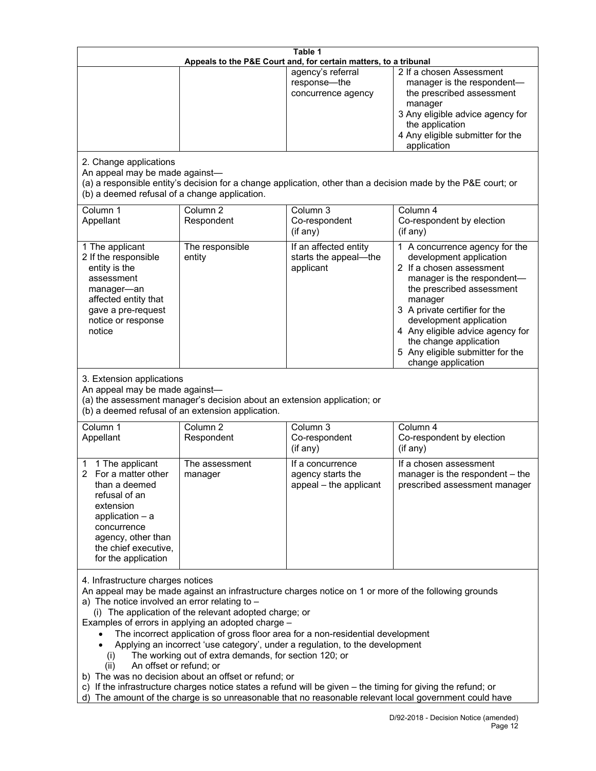**Table 1**
**Appeals to the P&E Court and, for certain matters, to a tribunal**

| | | | |
|---|---|---|---|
| | | agency's referral response—the concurrence agency | 2 If a chosen Assessment manager is the respondent—the prescribed assessment manager<br>3 Any eligible advice agency for the application<br>4 Any eligible submitter for the application |

2. Change applications

An appeal may be made against—

(a) a responsible entity's decision for a change application, other than a decision made by the P&E court; or

(b) a deemed refusal of a change application.

| Column 1<br>Appellant | Column 2<br>Respondent | Column 3<br>Co-respondent<br>(if any) | Column 4<br>Co-respondent by election<br>(if any) |
|---|---|---|---|
| 1 The applicant<br>2 If the responsible entity is the assessment manager—an affected entity that gave a pre-request notice or response notice | The responsible entity | If an affected entity starts the appeal—the applicant | 1 A concurrence agency for the development application<br>2 If a chosen assessment manager is the respondent—the prescribed assessment manager<br>3 A private certifier for the development application<br>4 Any eligible advice agency for the change application<br>5 Any eligible submitter for the change application |

3. Extension applications

An appeal may be made against—

(a) the assessment manager's decision about an extension application; or

(b) a deemed refusal of an extension application.

| Column 1<br>Appellant | Column 2<br>Respondent | Column 3<br>Co-respondent<br>(if any) | Column 4<br>Co-respondent by election<br>(if any) |
|---|---|---|---|
| 1 1 The applicant<br>2 For a matter other than a deemed refusal of an extension application – a concurrence agency, other than the chief executive, for the application | The assessment manager | If a concurrence agency starts the appeal – the applicant | If a chosen assessment manager is the respondent – the prescribed assessment manager |

4. Infrastructure charges notices

An appeal may be made against an infrastructure charges notice on 1 or more of the following grounds

a) The notice involved an error relating to –

(i) The application of the relevant adopted charge; or

Examples of errors in applying an adopted charge –

- The incorrect application of gross floor area for a non-residential development
- Applying an incorrect 'use category', under a regulation, to the development

(i) The working out of extra demands, for section 120; or

(ii) An offset or refund; or

b) The was no decision about an offset or refund; or

c) If the infrastructure charges notice states a refund will be given – the timing for giving the refund; or

d) The amount of the charge is so unreasonable that no reasonable relevant local government could have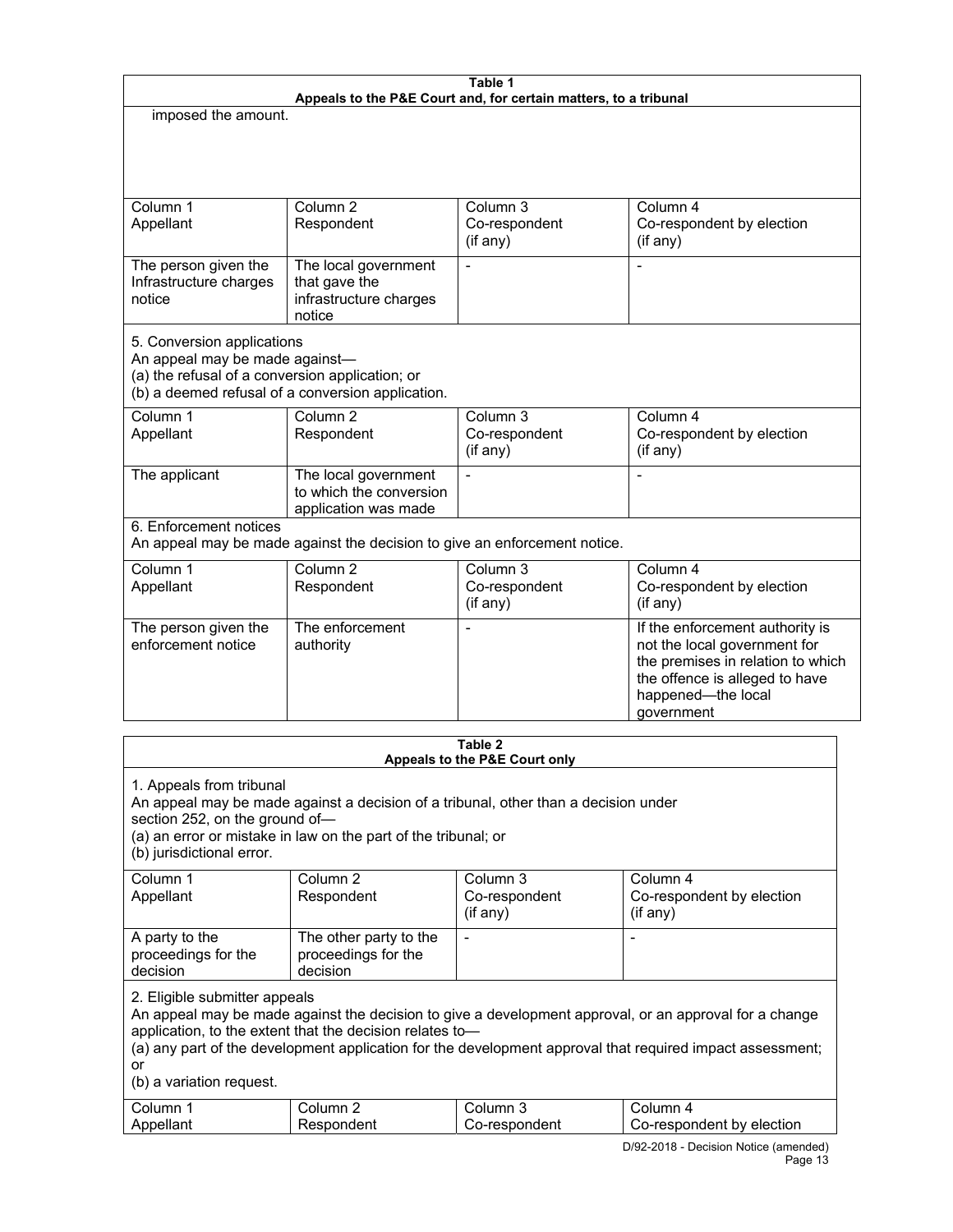**Table 1**
**Appeals to the P&E Court and, for certain matters, to a tribunal**

imposed the amount.

| Column 1<br>Appellant | Column 2<br>Respondent | Column 3<br>Co-respondent<br>(if any) | Column 4<br>Co-respondent by election<br>(if any) |
|---|---|---|---|
| The person given the Infrastructure charges notice | The local government that gave the infrastructure charges notice | - | - |

5. Conversion applications
An appeal may be made against—
(a) the refusal of a conversion application; or
(b) a deemed refusal of a conversion application.

| Column 1<br>Appellant | Column 2<br>Respondent | Column 3<br>Co-respondent<br>(if any) | Column 4<br>Co-respondent by election<br>(if any) |
|---|---|---|---|
| The applicant | The local government to which the conversion application was made | - | - |

6. Enforcement notices
An appeal may be made against the decision to give an enforcement notice.

| Column 1<br>Appellant | Column 2<br>Respondent | Column 3<br>Co-respondent<br>(if any) | Column 4<br>Co-respondent by election<br>(if any) |
|---|---|---|---|
| The person given the enforcement notice | The enforcement authority | - | If the enforcement authority is not the local government for the premises in relation to which the offence is alleged to have happened—the local government |

**Table 2**
**Appeals to the P&E Court only**

1. Appeals from tribunal
An appeal may be made against a decision of a tribunal, other than a decision under section 252, on the ground of—
(a) an error or mistake in law on the part of the tribunal; or
(b) jurisdictional error.

| Column 1<br>Appellant | Column 2<br>Respondent | Column 3<br>Co-respondent<br>(if any) | Column 4<br>Co-respondent by election<br>(if any) |
|---|---|---|---|
| A party to the proceedings for the decision | The other party to the proceedings for the decision | - | - |

2. Eligible submitter appeals
An appeal may be made against the decision to give a development approval, or an approval for a change application, to the extent that the decision relates to—
(a) any part of the development application for the development approval that required impact assessment; or
(b) a variation request.

| Column 1<br>Appellant | Column 2<br>Respondent | Column 3<br>Co-respondent | Column 4<br>Co-respondent by election |
|---|---|---|---|

D/92-2018 - Decision Notice (amended)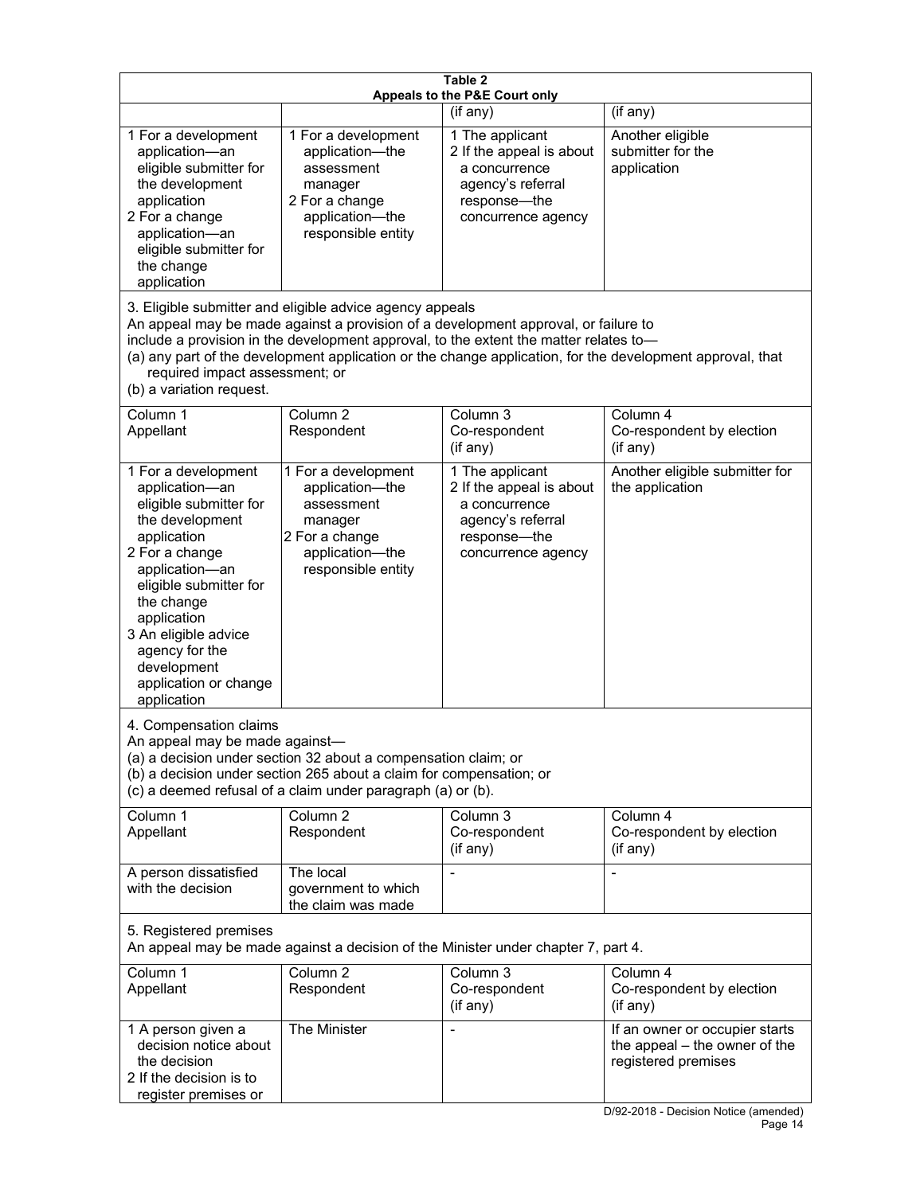**Table 2**
**Appeals to the P&E Court only**

| | | (if any) | (if any) |
|---|---|---|---|
| 1 For a development application—an eligible submitter for the development application<br>2 For a change application—an eligible submitter for the change application | 1 For a development application—the assessment manager<br>2 For a change application—the responsible entity | 1 The applicant<br>2 If the appeal is about a concurrence agency's referral response—the concurrence agency | Another eligible submitter for the application |

3. Eligible submitter and eligible advice agency appeals
An appeal may be made against a provision of a development approval, or failure to include a provision in the development approval, to the extent the matter relates to—
(a) any part of the development application or the change application, for the development approval, that required impact assessment; or
(b) a variation request.

| Column 1<br>Appellant | Column 2<br>Respondent | Column 3<br>Co-respondent<br>(if any) | Column 4<br>Co-respondent by election<br>(if any) |
|---|---|---|---|
| 1 For a development application—an eligible submitter for the development application<br>2 For a change application—an eligible submitter for the change application<br>3 An eligible advice agency for the development application or change application | 1 For a development application—the assessment manager<br>2 For a change application—the responsible entity | 1 The applicant<br>2 If the appeal is about a concurrence agency's referral response—the concurrence agency | Another eligible submitter for the application |

4. Compensation claims
An appeal may be made against—
(a) a decision under section 32 about a compensation claim; or
(b) a decision under section 265 about a claim for compensation; or
(c) a deemed refusal of a claim under paragraph (a) or (b).

| Column 1<br>Appellant | Column 2<br>Respondent | Column 3<br>Co-respondent<br>(if any) | Column 4<br>Co-respondent by election<br>(if any) |
|---|---|---|---|
| A person dissatisfied with the decision | The local government to which the claim was made | - | - |

5. Registered premises
An appeal may be made against a decision of the Minister under chapter 7, part 4.

| Column 1<br>Appellant | Column 2<br>Respondent | Column 3<br>Co-respondent<br>(if any) | Column 4<br>Co-respondent by election<br>(if any) |
|---|---|---|---|
| 1 A person given a decision notice about the decision<br>2 If the decision is to register premises or | The Minister | - | If an owner or occupier starts the appeal – the owner of the registered premises |

D/92-2018 - Decision Notice (amended)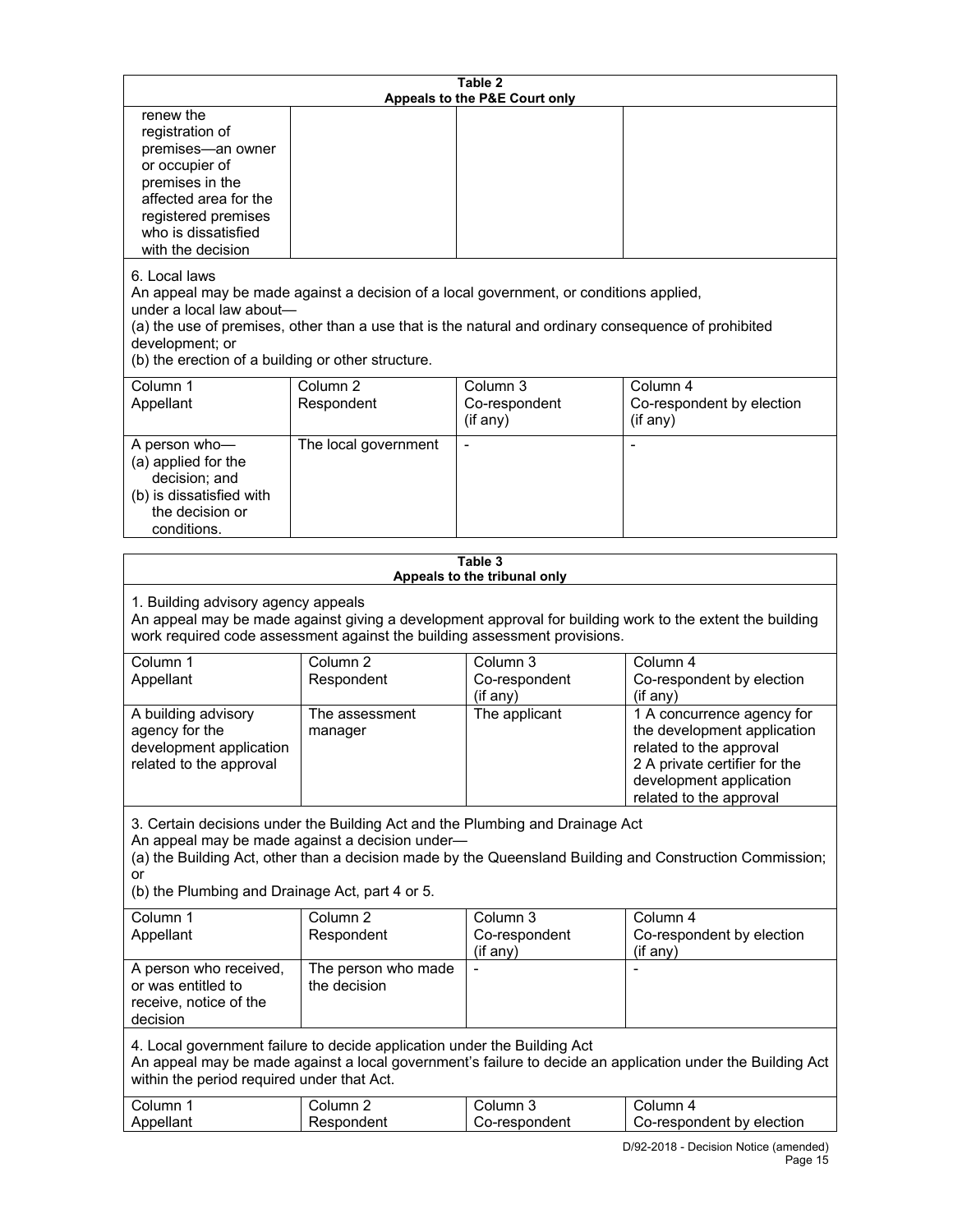**Table 2**
**Appeals to the P&E Court only**

| | | | |
|---|---|---|---|
| renew the registration of premises—an owner or occupier of premises in the affected area for the registered premises who is dissatisfied with the decision | | | |

6. Local laws
An appeal may be made against a decision of a local government, or conditions applied, under a local law about—
(a) the use of premises, other than a use that is the natural and ordinary consequence of prohibited development; or
(b) the erection of a building or other structure.

| Column 1<br>Appellant | Column 2<br>Respondent | Column 3<br>Co-respondent<br>(if any) | Column 4<br>Co-respondent by election<br>(if any) |
|---|---|---|---|
| A person who—<br>(a) applied for the decision; and<br>(b) is dissatisfied with the decision or conditions. | The local government | - | - |

**Table 3**
**Appeals to the tribunal only**

1. Building advisory agency appeals
An appeal may be made against giving a development approval for building work to the extent the building work required code assessment against the building assessment provisions.

| Column 1<br>Appellant | Column 2<br>Respondent | Column 3<br>Co-respondent<br>(if any) | Column 4<br>Co-respondent by election<br>(if any) |
|---|---|---|---|
| A building advisory agency for the development application related to the approval | The assessment manager | The applicant | 1 A concurrence agency for the development application related to the approval<br>2 A private certifier for the development application related to the approval |

3. Certain decisions under the Building Act and the Plumbing and Drainage Act
An appeal may be made against a decision under—
(a) the Building Act, other than a decision made by the Queensland Building and Construction Commission; or
(b) the Plumbing and Drainage Act, part 4 or 5.

| Column 1<br>Appellant | Column 2<br>Respondent | Column 3<br>Co-respondent<br>(if any) | Column 4<br>Co-respondent by election<br>(if any) |
|---|---|---|---|
| A person who received, or was entitled to receive, notice of the decision | The person who made the decision | - | - |

4. Local government failure to decide application under the Building Act
An appeal may be made against a local government's failure to decide an application under the Building Act within the period required under that Act.

| Column 1<br>Appellant | Column 2<br>Respondent | Column 3<br>Co-respondent | Column 4<br>Co-respondent by election |
|---|---|---|---|

D/92-2018 - Decision Notice (amended)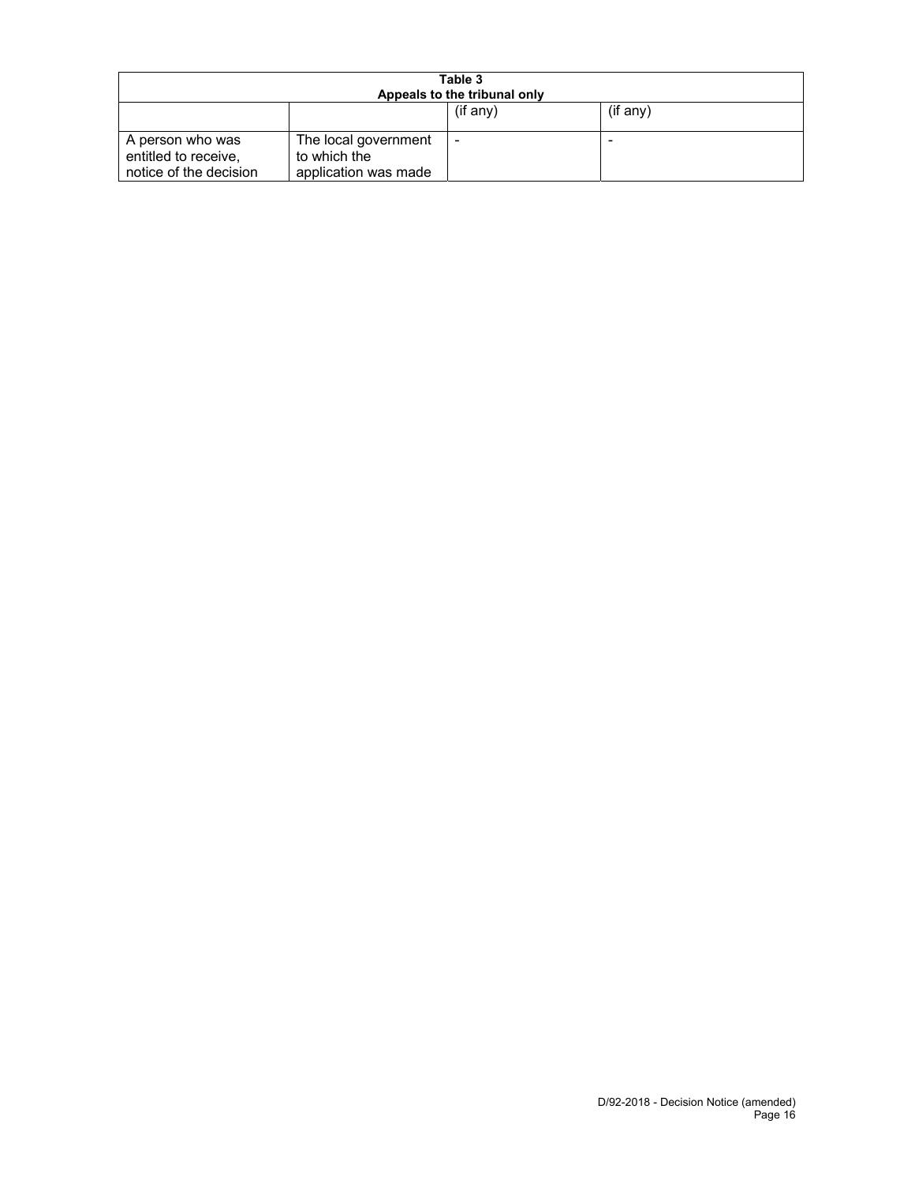| Table 3 Appeals to the tribunal only | | | |
|---|---|---|---|
| | | (if any) | (if any) |
| A person who was entitled to receive, notice of the decision | The local government to which the application was made | - | - |